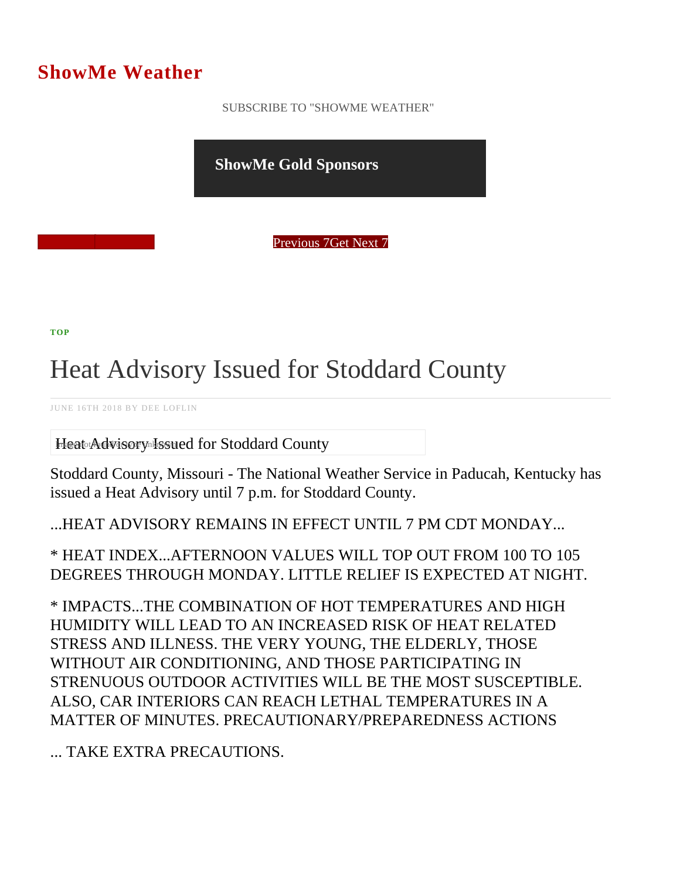# ShowMe Weather

SUBSCRIBE TO "SHOWME WEATHER"

**ShowMe Gold Sponsors**

Previous 7 Get Next 7

TOP

## Heat Advisory Issued for Stoddard County

JUNE 16TH 2018 BY DEE LOFLIN

Heat Advisory Issued for Stoddard County

Stoddard County, Missouri - The National Weather Service in Paducah, Kentucky has issued a Heat Advisory until 7 p.m. for Stoddard County.

...HEAT ADVISORY REMAINS IN EFFECT UNTIL 7 PM CDT MONDAY...

* HEAT INDEX...AFTERNOON VALUES WILL TOP OUT FROM 100 TO 105 DEGREES THROUGH MONDAY. LITTLE RELIEF IS EXPECTED AT NIGHT.

* IMPACTS...THE COMBINATION OF HOT TEMPERATURES AND HIGH HUMIDITY WILL LEAD TO AN INCREASED RISK OF HEAT RELATED STRESS AND ILLNESS. THE VERY YOUNG, THE ELDERLY, THOSE WITHOUT AIR CONDITIONING, AND THOSE PARTICIPATING IN STRENUOUS OUTDOOR ACTIVITIES WILL BE THE MOST SUSCEPTIBLE. ALSO, CAR INTERIORS CAN REACH LETHAL TEMPERATURES IN A MATTER OF MINUTES. PRECAUTIONARY/PREPAREDNESS ACTIONS

... TAKE EXTRA PRECAUTIONS.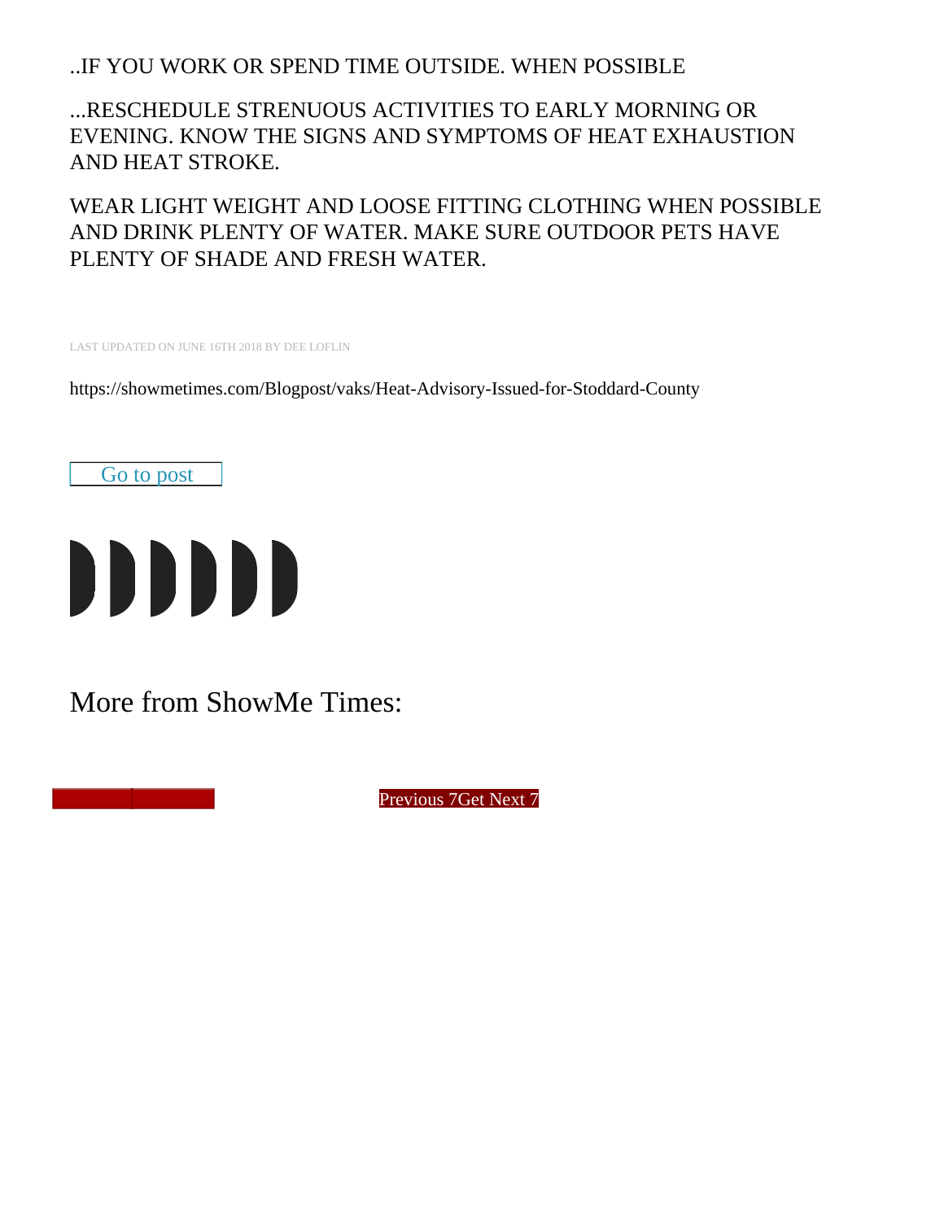..IF YOU WORK OR SPEND TIME OUTSIDE. WHEN POSSIBLE

...RESCHEDULE STRENUOUS ACTIVITIES TO EARLY MORNING OR EVENING. KNOW THE SIGNS AND SYMPTOMS OF HEAT EXHAUSTION AND HEAT STROKE.

WEAR LIGHT WEIGHT AND LOOSE FITTING CLOTHING WHEN POSSIBLE AND DRINK PLENTY OF WATER. MAKE SURE OUTDOOR PETS HAVE PLENTY OF SHADE AND FRESH WATER.

LAST UPDATED ON JUNE 16TH 2018 BY DEE LOFLIN

https://showmetimes.com/Blogpost/vaks/Heat-Advisory-Issued-for-Stoddard-County

Go to post

## More from ShowMe Times:

Previous 7Get Next 7